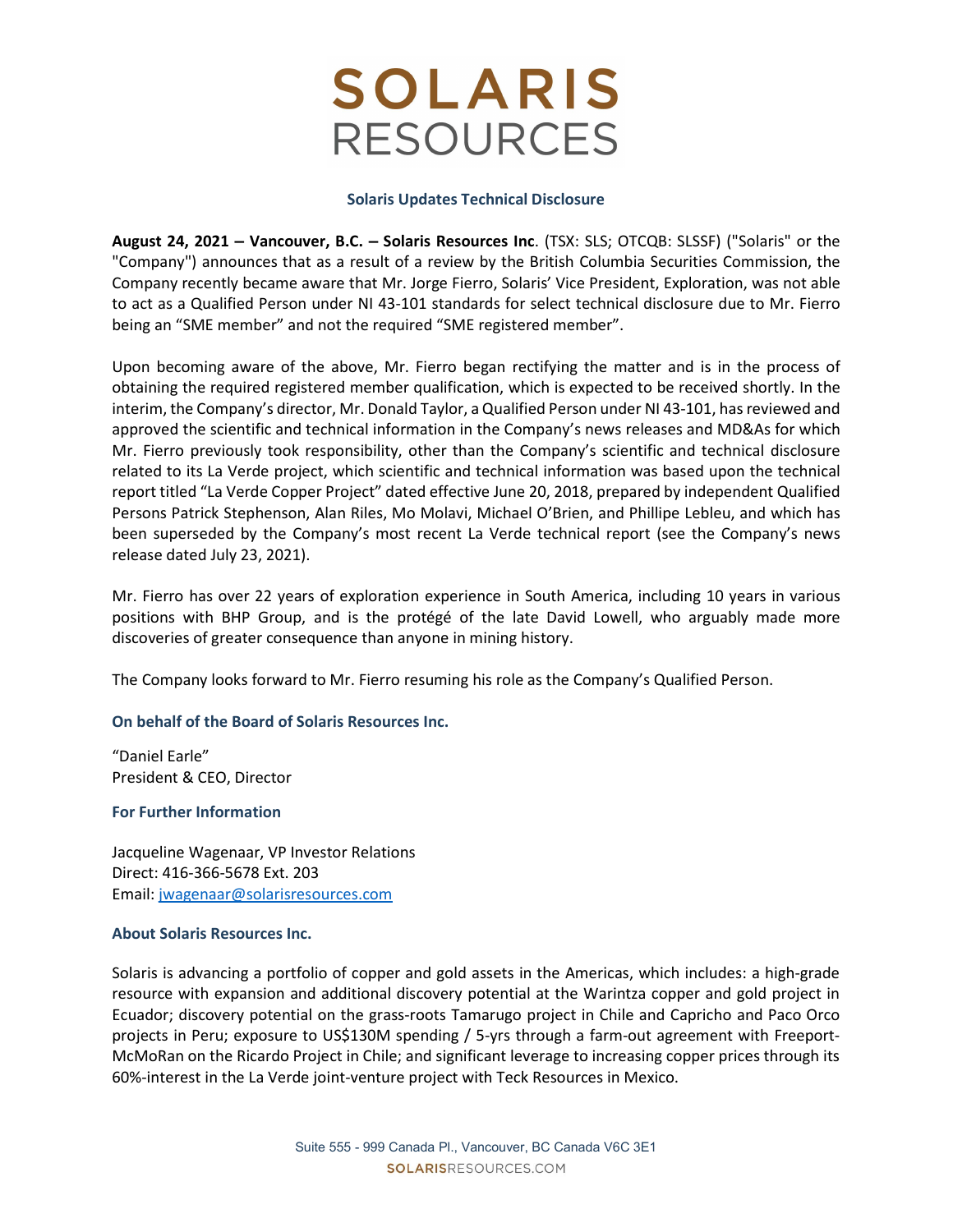# SOLARIS RESOURCES

## Solaris Updates Technical Disclosure

**August 24, 2021 – Vancouver, B.C. – Solaris Resources Inc**. (TSX: SLS; OTCQB: SLSSF) ("Solaris" or the "Company") announces that as a result of a review by the British Columbia Securities Commission, the Company recently became aware that Mr. Jorge Fierro, Solaris' Vice President, Exploration, was not able to act as a Qualified Person under NI 43-101 standards for select technical disclosure due to Mr. Fierro being an "SME member" and not the required "SME registered member".

Upon becoming aware of the above, Mr. Fierro began rectifying the matter and is in the process of obtaining the required registered member qualification, which is expected to be received shortly. In the interim, the Company's director, Mr. Donald Taylor, a Qualified Person under NI 43-101, has reviewed and approved the scientific and technical information in the Company's news releases and MD&As for which Mr. Fierro previously took responsibility, other than the Company's scientific and technical disclosure related to its La Verde project, which scientific and technical information was based upon the technical report titled "La Verde Copper Project" dated effective June 20, 2018, prepared by independent Qualified Persons Patrick Stephenson, Alan Riles, Mo Molavi, Michael O'Brien, and Phillipe Lebleu, and which has been superseded by the Company's most recent La Verde technical report (see the Company's news release dated July 23, 2021).

Mr. Fierro has over 22 years of exploration experience in South America, including 10 years in various positions with BHP Group, and is the protégé of the late David Lowell, who arguably made more discoveries of greater consequence than anyone in mining history.

The Company looks forward to Mr. Fierro resuming his role as the Company's Qualified Person.

### On behalf of the Board of Solaris Resources Inc.

"Daniel Earle"
President & CEO, Director

### For Further Information

Jacqueline Wagenaar, VP Investor Relations
Direct: 416-366-5678 Ext. 203
Email: jwagenaar@solarisresources.com

### About Solaris Resources Inc.

Solaris is advancing a portfolio of copper and gold assets in the Americas, which includes: a high-grade resource with expansion and additional discovery potential at the Warintza copper and gold project in Ecuador; discovery potential on the grass-roots Tamarugo project in Chile and Capricho and Paco Orco projects in Peru; exposure to US$130M spending / 5-yrs through a farm-out agreement with Freeport-McMoRan on the Ricardo Project in Chile; and significant leverage to increasing copper prices through its 60%-interest in the La Verde joint-venture project with Teck Resources in Mexico.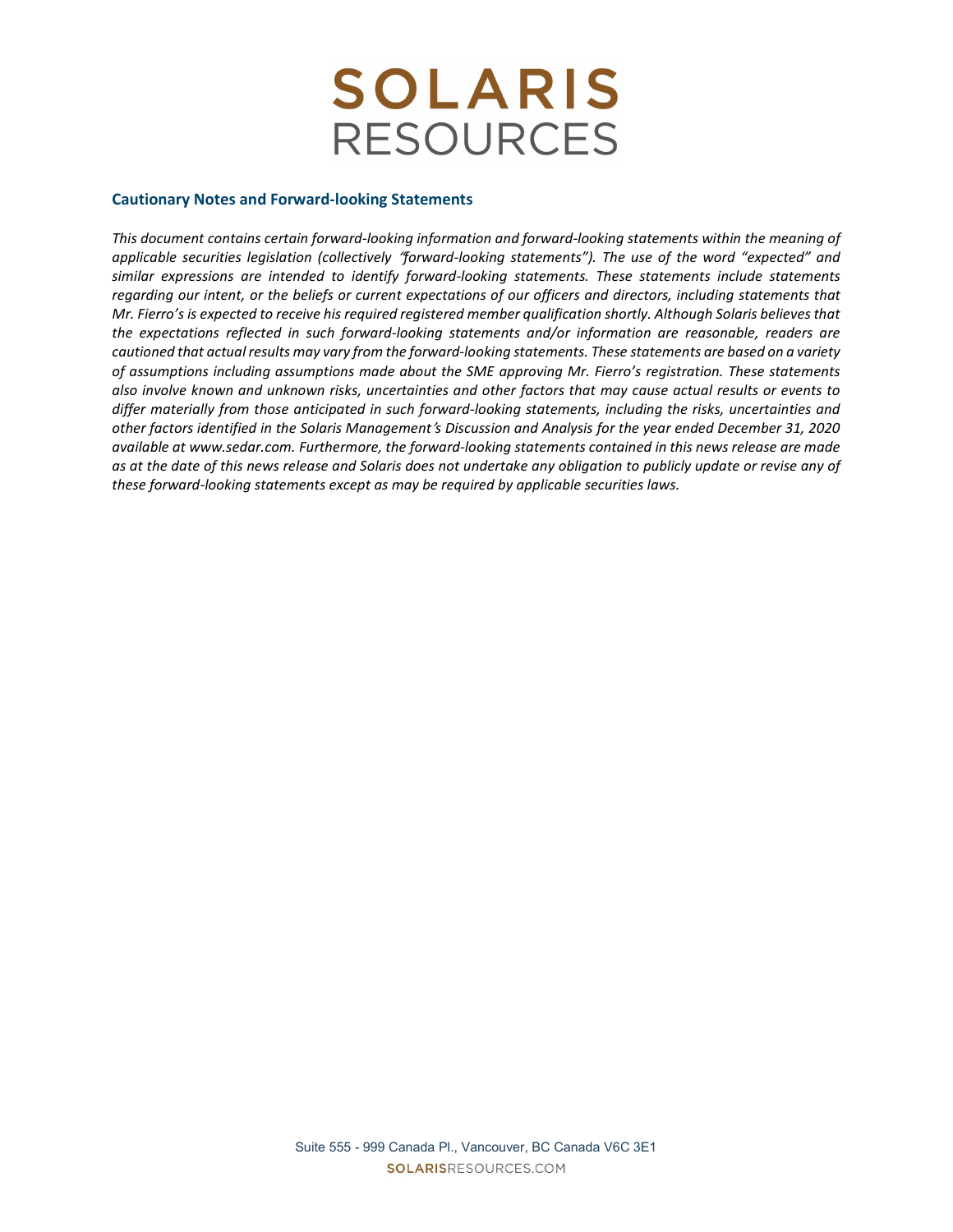# SOLARIS RESOURCES

## Cautionary Notes and Forward-looking Statements

*This document contains certain forward-looking information and forward-looking statements within the meaning of applicable securities legislation (collectively "forward-looking statements"). The use of the word "expected" and similar expressions are intended to identify forward-looking statements. These statements include statements regarding our intent, or the beliefs or current expectations of our officers and directors, including statements that Mr. Fierro's is expected to receive his required registered member qualification shortly. Although Solaris believes that the expectations reflected in such forward-looking statements and/or information are reasonable, readers are cautioned that actual results may vary from the forward-looking statements. These statements are based on a variety of assumptions including assumptions made about the SME approving Mr. Fierro's registration. These statements also involve known and unknown risks, uncertainties and other factors that may cause actual results or events to differ materially from those anticipated in such forward-looking statements, including the risks, uncertainties and other factors identified in the Solaris Management's Discussion and Analysis for the year ended December 31, 2020 available at www.sedar.com. Furthermore, the forward-looking statements contained in this news release are made as at the date of this news release and Solaris does not undertake any obligation to publicly update or revise any of these forward-looking statements except as may be required by applicable securities laws.*

Suite 555 - 999 Canada Pl., Vancouver, BC Canada V6C 3E1

SOLARISRESOURCES.COM